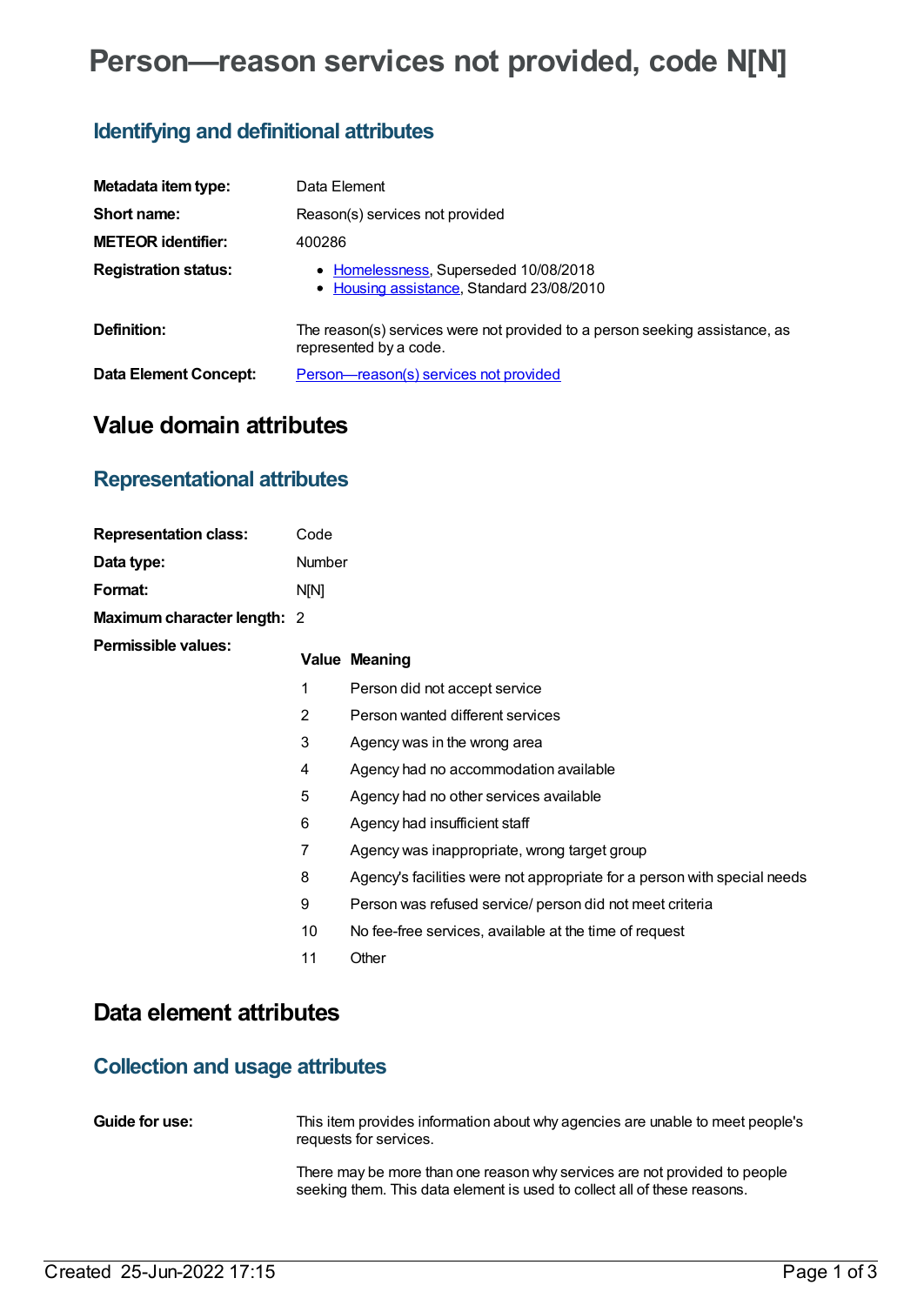# Person—reason services not provided, code N[N]

## Identifying and definitional attributes

| | |
|---|---|
| **Metadata item type:** | Data Element |
| **Short name:** | Reason(s) services not provided |
| **METEOR identifier:** | 400286 |
| **Registration status:** | • Homelessness, Superseded 10/08/2018<br>• Housing assistance, Standard 23/08/2010 |
| **Definition:** | The reason(s) services were not provided to a person seeking assistance, as represented by a code. |
| **Data Element Concept:** | Person—reason(s) services not provided |

# Value domain attributes

## Representational attributes

| | |
|---|---|
| **Representation class:** | Code |
| **Data type:** | Number |
| **Format:** | N[N] |
| **Maximum character length:** | 2 |

**Permissible values:**

| Value | Meaning |
|---|---|
| 1 | Person did not accept service |
| 2 | Person wanted different services |
| 3 | Agency was in the wrong area |
| 4 | Agency had no accommodation available |
| 5 | Agency had no other services available |
| 6 | Agency had insufficient staff |
| 7 | Agency was inappropriate, wrong target group |
| 8 | Agency's facilities were not appropriate for a person with special needs |
| 9 | Person was refused service/ person did not meet criteria |
| 10 | No fee-free services, available at the time of request |
| 11 | Other |

# Data element attributes

## Collection and usage attributes

**Guide for use:**

This item provides information about why agencies are unable to meet people's requests for services.

There may be more than one reason why services are not provided to people seeking them. This data element is used to collect all of these reasons.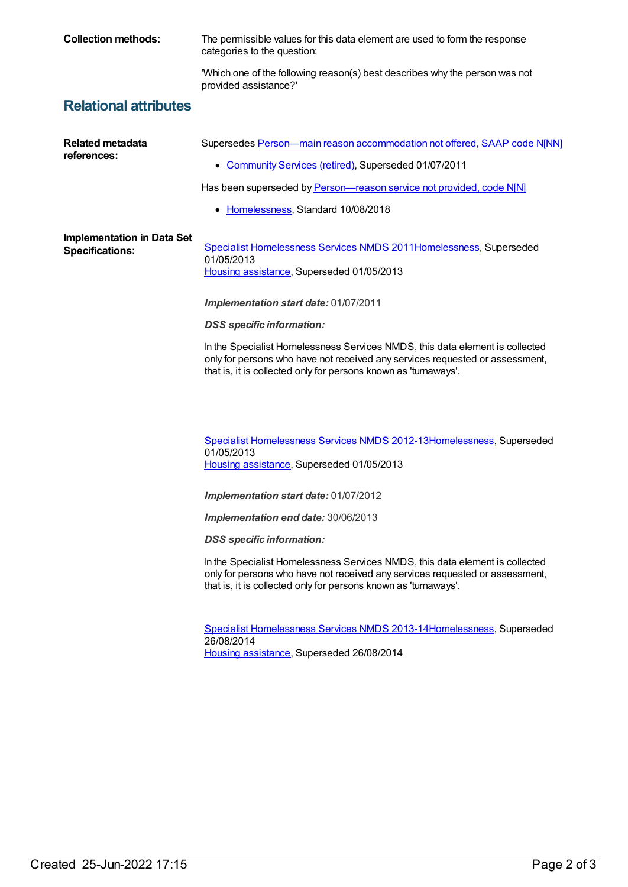**Collection methods:** The permissible values for this data element are used to form the response categories to the question:

'Which one of the following reason(s) best describes why the person was not provided assistance?'

## Relational attributes

**Related metadata references:**

Supersedes Person—main reason accommodation not offered, SAAP code N[NN]

- Community Services (retired), Superseded 01/07/2011

Has been superseded by Person—reason service not provided, code N[N]

- Homelessness, Standard 10/08/2018

**Implementation in Data Set Specifications:**

Specialist Homelessness Services NMDS 2011Homelessness, Superseded 01/05/2013
Housing assistance, Superseded 01/05/2013

*Implementation start date:* 01/07/2011

*DSS specific information:*

In the Specialist Homelessness Services NMDS, this data element is collected only for persons who have not received any services requested or assessment, that is, it is collected only for persons known as 'turnaways'.

Specialist Homelessness Services NMDS 2012-13Homelessness, Superseded 01/05/2013
Housing assistance, Superseded 01/05/2013

*Implementation start date:* 01/07/2012

*Implementation end date:* 30/06/2013

*DSS specific information:*

In the Specialist Homelessness Services NMDS, this data element is collected only for persons who have not received any services requested or assessment, that is, it is collected only for persons known as 'turnaways'.

Specialist Homelessness Services NMDS 2013-14Homelessness, Superseded 26/08/2014
Housing assistance, Superseded 26/08/2014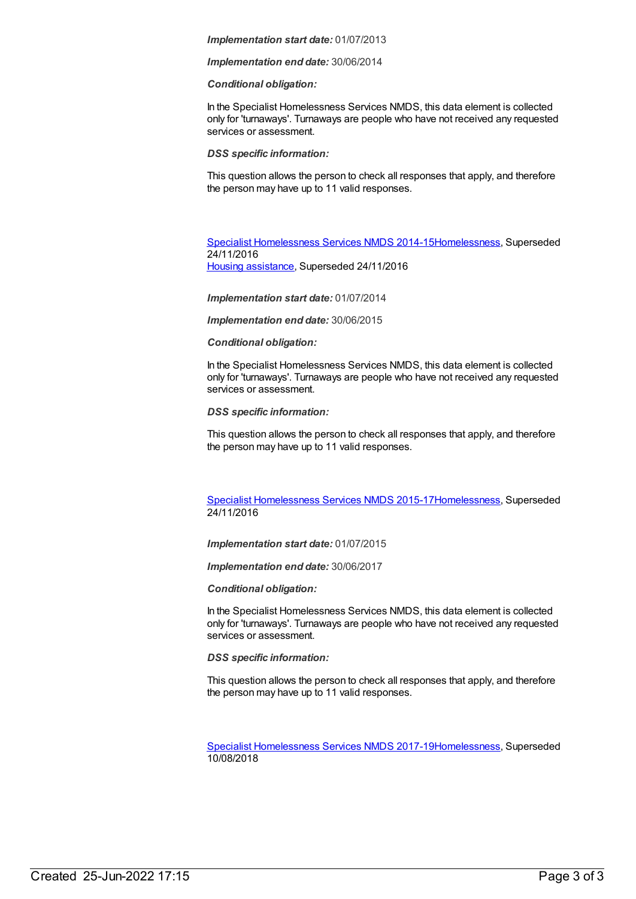***Implementation start date:*** 01/07/2013

***Implementation end date:*** 30/06/2014

***Conditional obligation:***

In the Specialist Homelessness Services NMDS, this data element is collected only for 'turnaways'. Turnaways are people who have not received any requested services or assessment.

***DSS specific information:***

This question allows the person to check all responses that apply, and therefore the person may have up to 11 valid responses.

Specialist Homelessness Services NMDS 2014-15Homelessness, Superseded 24/11/2016
Housing assistance, Superseded 24/11/2016

***Implementation start date:*** 01/07/2014

***Implementation end date:*** 30/06/2015

***Conditional obligation:***

In the Specialist Homelessness Services NMDS, this data element is collected only for 'turnaways'. Turnaways are people who have not received any requested services or assessment.

***DSS specific information:***

This question allows the person to check all responses that apply, and therefore the person may have up to 11 valid responses.

Specialist Homelessness Services NMDS 2015-17Homelessness, Superseded 24/11/2016

***Implementation start date:*** 01/07/2015

***Implementation end date:*** 30/06/2017

***Conditional obligation:***

In the Specialist Homelessness Services NMDS, this data element is collected only for 'turnaways'. Turnaways are people who have not received any requested services or assessment.

***DSS specific information:***

This question allows the person to check all responses that apply, and therefore the person may have up to 11 valid responses.

Specialist Homelessness Services NMDS 2017-19Homelessness, Superseded 10/08/2018